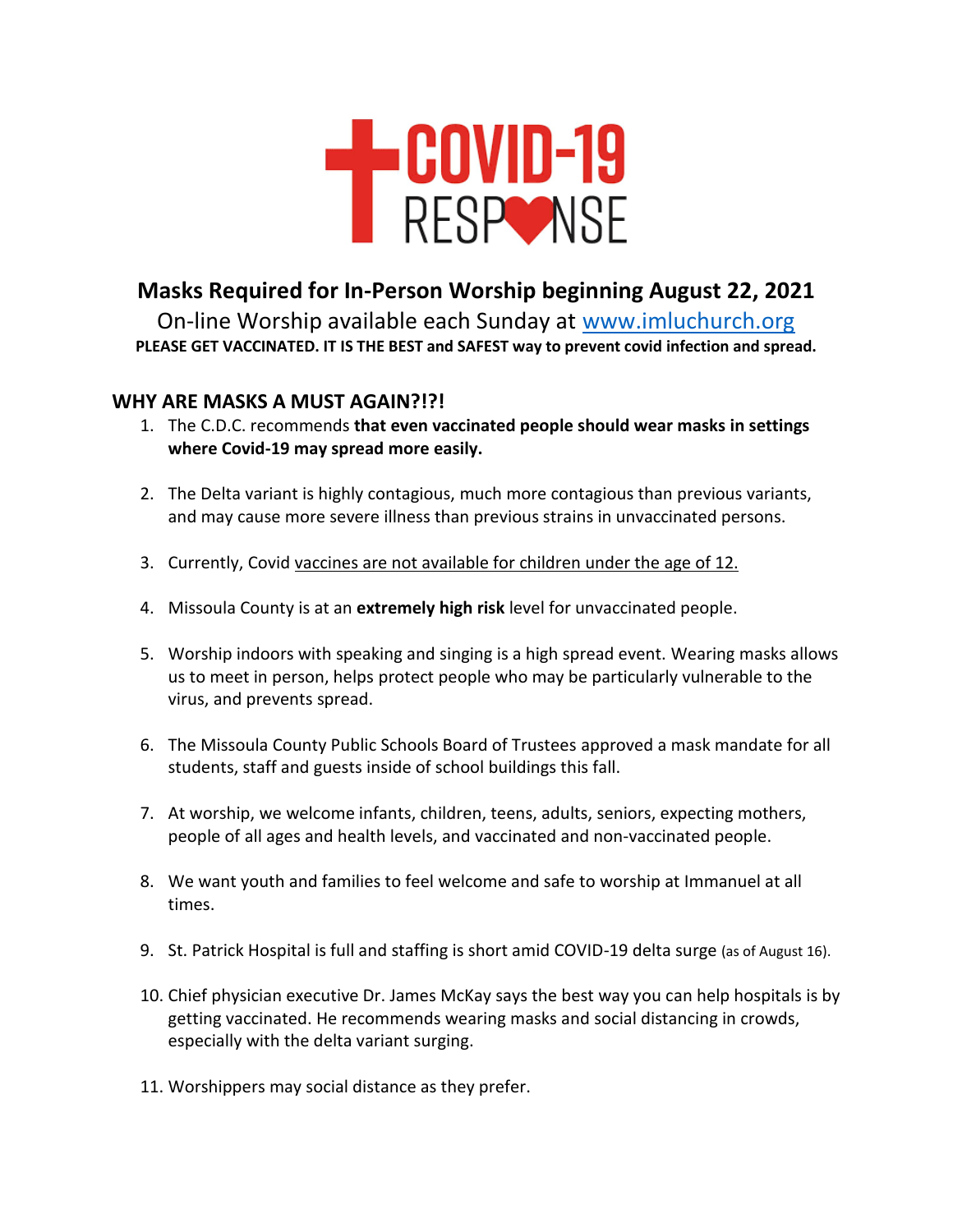# COVID-19 RESPONSE

## Masks Required for In-Person Worship beginning August 22, 2021

On-line Worship available each Sunday at www.imluchurch.org

**PLEASE GET VACCINATED. IT IS THE BEST and SAFEST way to prevent covid infection and spread.**

### WHY ARE MASKS A MUST AGAIN?!?!

1. The C.D.C. recommends **that even vaccinated people should wear masks in settings where Covid-19 may spread more easily.**
2. The Delta variant is highly contagious, much more contagious than previous variants, and may cause more severe illness than previous strains in unvaccinated persons.
3. Currently, Covid vaccines are not available for children under the age of 12.
4. Missoula County is at an **extremely high risk** level for unvaccinated people.
5. Worship indoors with speaking and singing is a high spread event. Wearing masks allows us to meet in person, helps protect people who may be particularly vulnerable to the virus, and prevents spread.
6. The Missoula County Public Schools Board of Trustees approved a mask mandate for all students, staff and guests inside of school buildings this fall.
7. At worship, we welcome infants, children, teens, adults, seniors, expecting mothers, people of all ages and health levels, and vaccinated and non-vaccinated people.
8. We want youth and families to feel welcome and safe to worship at Immanuel at all times.
9. St. Patrick Hospital is full and staffing is short amid COVID-19 delta surge (as of August 16).
10. Chief physician executive Dr. James McKay says the best way you can help hospitals is by getting vaccinated. He recommends wearing masks and social distancing in crowds, especially with the delta variant surging.
11. Worshippers may social distance as they prefer.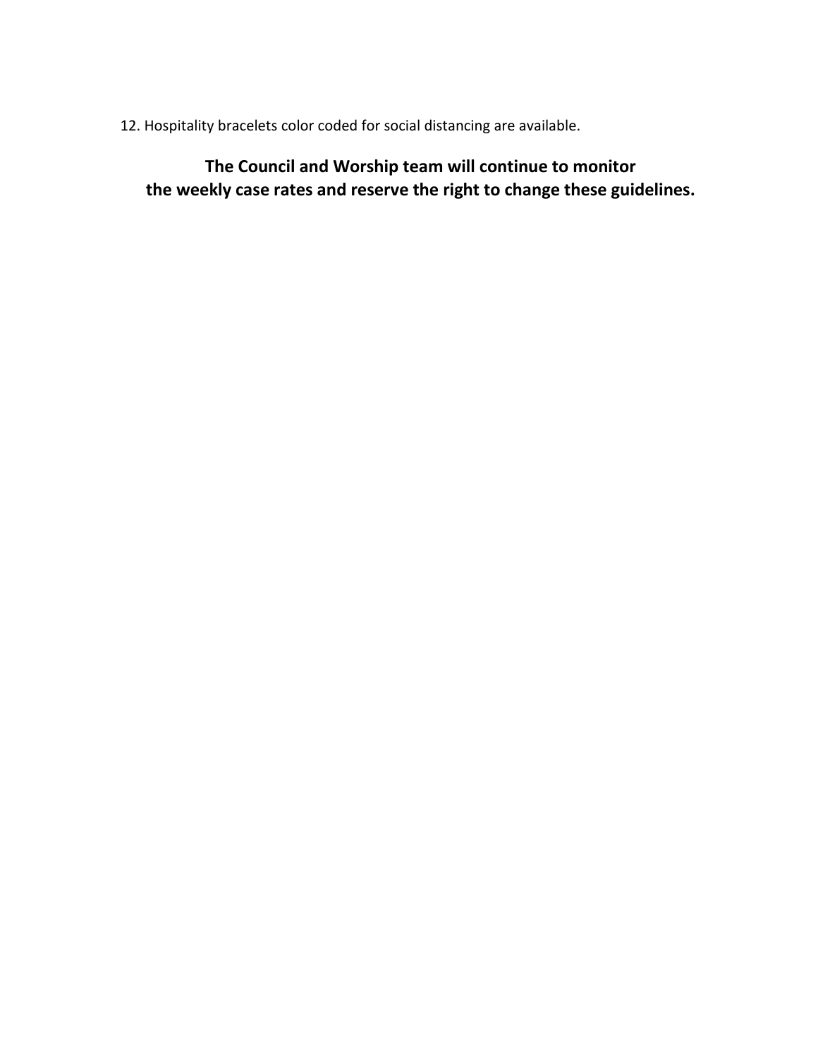12. Hospitality bracelets color coded for social distancing are available.

**The Council and Worship team will continue to monitor the weekly case rates and reserve the right to change these guidelines.**